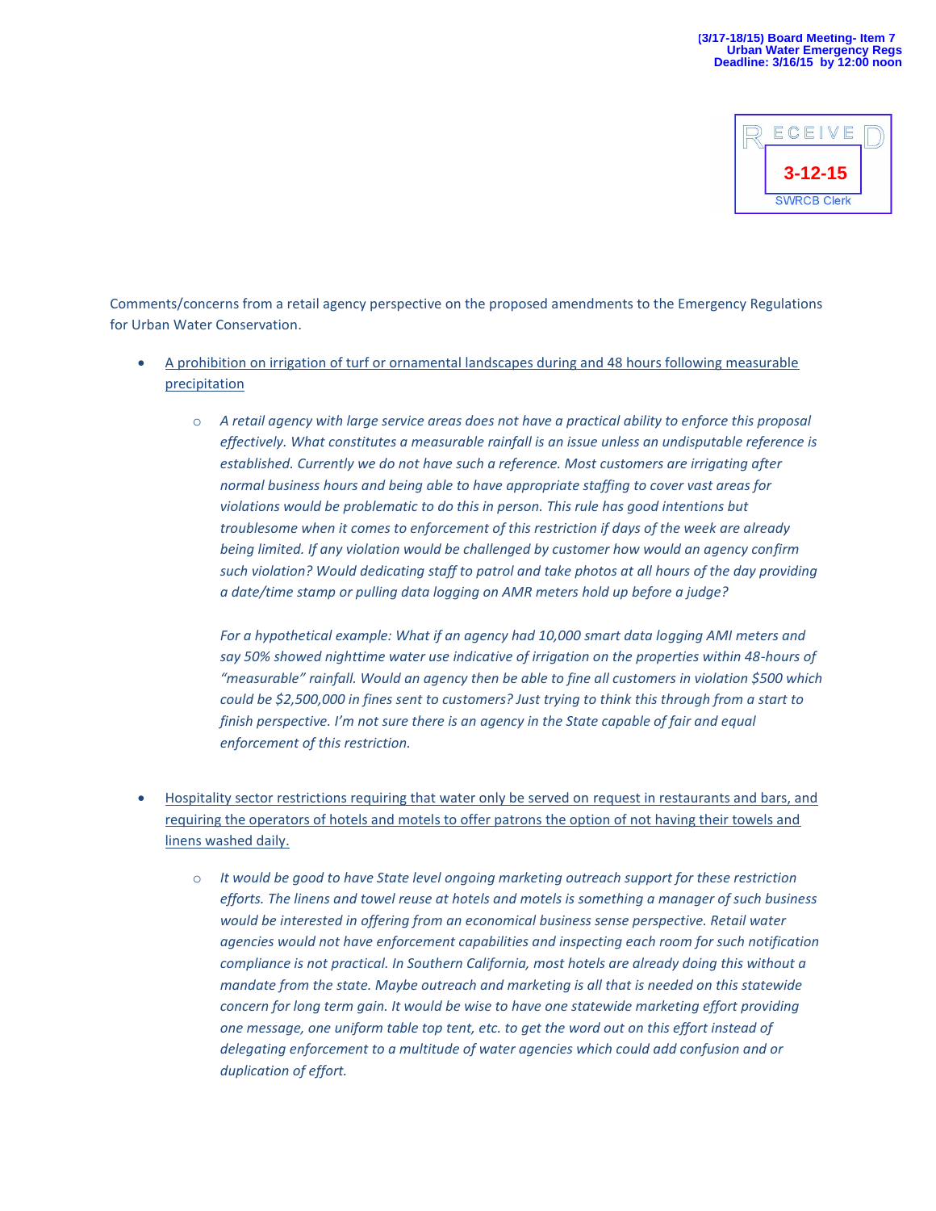(3/17-18/15) Board Meeting- Item 7
Urban Water Emergency Regs
Deadline: 3/16/15 by 12:00 noon

RECEIVED
3-12-15
SWRCB Clerk

Comments/concerns from a retail agency perspective on the proposed amendments to the Emergency Regulations for Urban Water Conservation.

- A prohibition on irrigation of turf or ornamental landscapes during and 48 hours following measurable precipitation

    - *A retail agency with large service areas does not have a practical ability to enforce this proposal effectively. What constitutes a measurable rainfall is an issue unless an undisputable reference is established. Currently we do not have such a reference. Most customers are irrigating after normal business hours and being able to have appropriate staffing to cover vast areas for violations would be problematic to do this in person. This rule has good intentions but troublesome when it comes to enforcement of this restriction if days of the week are already being limited. If any violation would be challenged by customer how would an agency confirm such violation? Would dedicating staff to patrol and take photos at all hours of the day providing a date/time stamp or pulling data logging on AMR meters hold up before a judge?*

      *For a hypothetical example: What if an agency had 10,000 smart data logging AMI meters and say 50% showed nighttime water use indicative of irrigation on the properties within 48-hours of "measurable" rainfall. Would an agency then be able to fine all customers in violation $500 which could be $2,500,000 in fines sent to customers? Just trying to think this through from a start to finish perspective. I'm not sure there is an agency in the State capable of fair and equal enforcement of this restriction.*

- Hospitality sector restrictions requiring that water only be served on request in restaurants and bars, and requiring the operators of hotels and motels to offer patrons the option of not having their towels and linens washed daily.

    - *It would be good to have State level ongoing marketing outreach support for these restriction efforts. The linens and towel reuse at hotels and motels is something a manager of such business would be interested in offering from an economical business sense perspective. Retail water agencies would not have enforcement capabilities and inspecting each room for such notification compliance is not practical. In Southern California, most hotels are already doing this without a mandate from the state. Maybe outreach and marketing is all that is needed on this statewide concern for long term gain. It would be wise to have one statewide marketing effort providing one message, one uniform table top tent, etc. to get the word out on this effort instead of delegating enforcement to a multitude of water agencies which could add confusion and or duplication of effort.*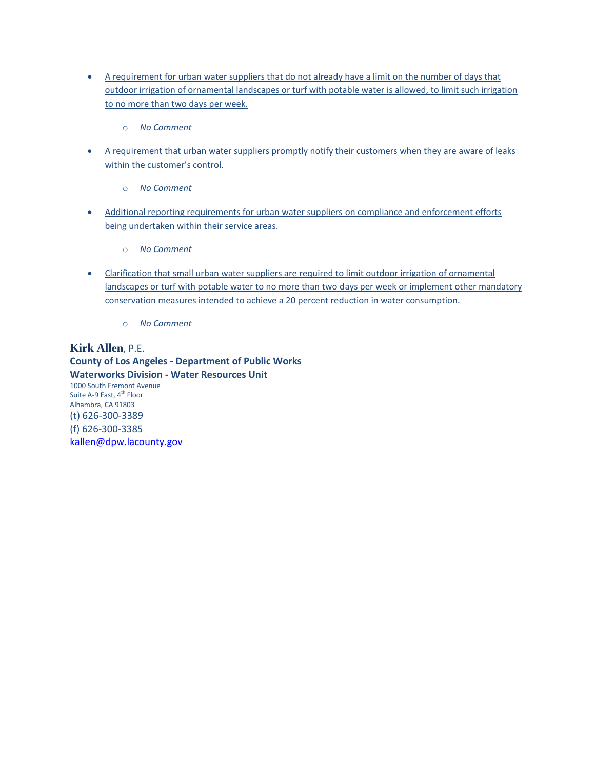- A requirement for urban water suppliers that do not already have a limit on the number of days that outdoor irrigation of ornamental landscapes or turf with potable water is allowed, to limit such irrigation to no more than two days per week.
    - *No Comment*

- A requirement that urban water suppliers promptly notify their customers when they are aware of leaks within the customer's control.
    - *No Comment*

- Additional reporting requirements for urban water suppliers on compliance and enforcement efforts being undertaken within their service areas.
    - *No Comment*

- Clarification that small urban water suppliers are required to limit outdoor irrigation of ornamental landscapes or turf with potable water to no more than two days per week or implement other mandatory conservation measures intended to achieve a 20 percent reduction in water consumption.
    - *No Comment*

**Kirk Allen**, P.E.
**County of Los Angeles - Department of Public Works**
**Waterworks Division - Water Resources Unit**
1000 South Fremont Avenue
Suite A-9 East, 4th Floor
Alhambra, CA 91803
(t) 626-300-3389
(f) 626-300-3385
kallen@dpw.lacounty.gov